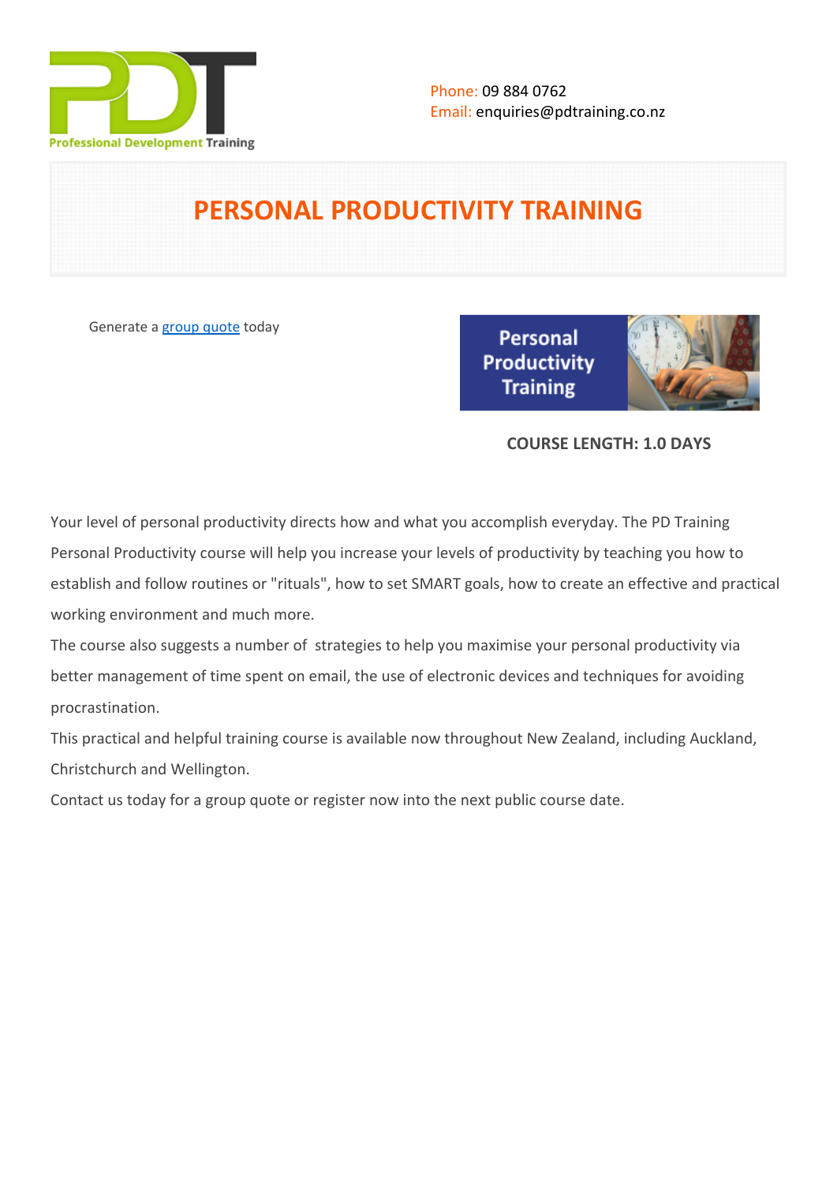Phone: 09 884 0762
Email: enquiries@pdtraining.co.nz

# PERSONAL PRODUCTIVITY TRAINING

Generate a group quote today

**COURSE LENGTH: 1.0 DAYS**

Your level of personal productivity directs how and what you accomplish everyday. The PD Training Personal Productivity course will help you increase your levels of productivity by teaching you how to establish and follow routines or "rituals", how to set SMART goals, how to create an effective and practical working environment and much more.

The course also suggests a number of strategies to help you maximise your personal productivity via better management of time spent on email, the use of electronic devices and techniques for avoiding procrastination.

This practical and helpful training course is available now throughout New Zealand, including Auckland, Christchurch and Wellington.

Contact us today for a group quote or register now into the next public course date.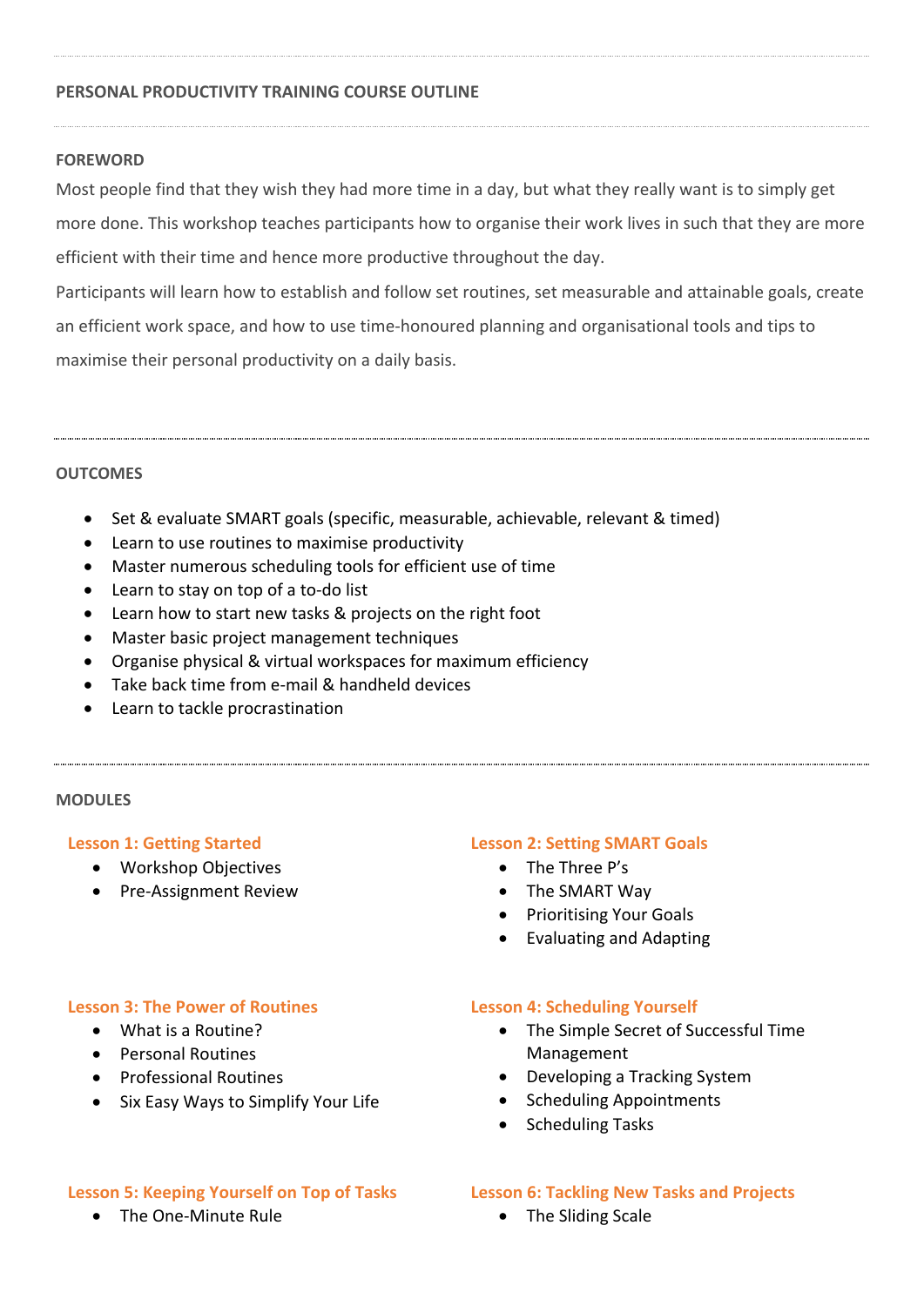## PERSONAL PRODUCTIVITY TRAINING COURSE OUTLINE

### FOREWORD

Most people find that they wish they had more time in a day, but what they really want is to simply get more done. This workshop teaches participants how to organise their work lives in such that they are more efficient with their time and hence more productive throughout the day.

Participants will learn how to establish and follow set routines, set measurable and attainable goals, create an efficient work space, and how to use time-honoured planning and organisational tools and tips to maximise their personal productivity on a daily basis.

### OUTCOMES

- Set & evaluate SMART goals (specific, measurable, achievable, relevant & timed)
- Learn to use routines to maximise productivity
- Master numerous scheduling tools for efficient use of time
- Learn to stay on top of a to-do list
- Learn how to start new tasks & projects on the right foot
- Master basic project management techniques
- Organise physical & virtual workspaces for maximum efficiency
- Take back time from e-mail & handheld devices
- Learn to tackle procrastination

### MODULES

#### Lesson 1: Getting Started

- Workshop Objectives
- Pre-Assignment Review

#### Lesson 2: Setting SMART Goals

- The Three P's
- The SMART Way
- Prioritising Your Goals
- Evaluating and Adapting

#### Lesson 3: The Power of Routines

- What is a Routine?
- Personal Routines
- Professional Routines
- Six Easy Ways to Simplify Your Life

#### Lesson 4: Scheduling Yourself

- The Simple Secret of Successful Time Management
- Developing a Tracking System
- Scheduling Appointments
- Scheduling Tasks

#### Lesson 5: Keeping Yourself on Top of Tasks

- The One-Minute Rule

#### Lesson 6: Tackling New Tasks and Projects

- The Sliding Scale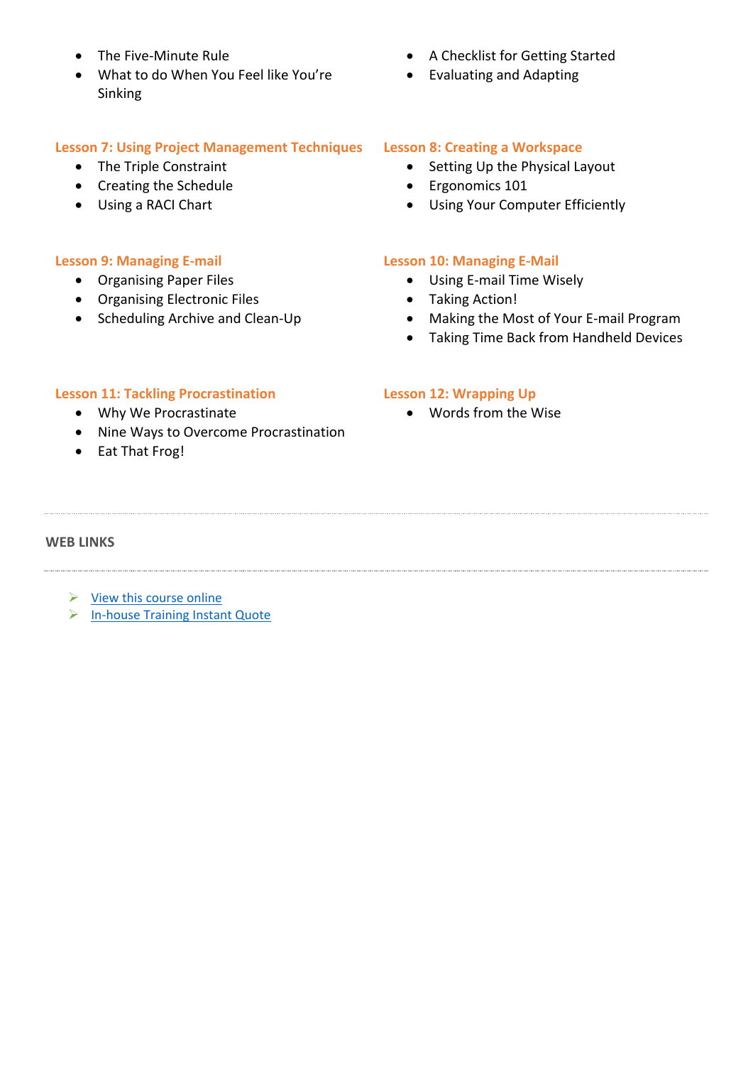- The Five-Minute Rule
- What to do When You Feel like You're Sinking
- A Checklist for Getting Started
- Evaluating and Adapting

### Lesson 7: Using Project Management Techniques

- The Triple Constraint
- Creating the Schedule
- Using a RACI Chart

### Lesson 8: Creating a Workspace

- Setting Up the Physical Layout
- Ergonomics 101
- Using Your Computer Efficiently

### Lesson 9: Managing E-mail

- Organising Paper Files
- Organising Electronic Files
- Scheduling Archive and Clean-Up

### Lesson 10: Managing E-Mail

- Using E-mail Time Wisely
- Taking Action!
- Making the Most of Your E-mail Program
- Taking Time Back from Handheld Devices

### Lesson 11: Tackling Procrastination

- Why We Procrastinate
- Nine Ways to Overcome Procrastination
- Eat That Frog!

### Lesson 12: Wrapping Up

- Words from the Wise

---

**WEB LINKS**

---

- View this course online
- In-house Training Instant Quote